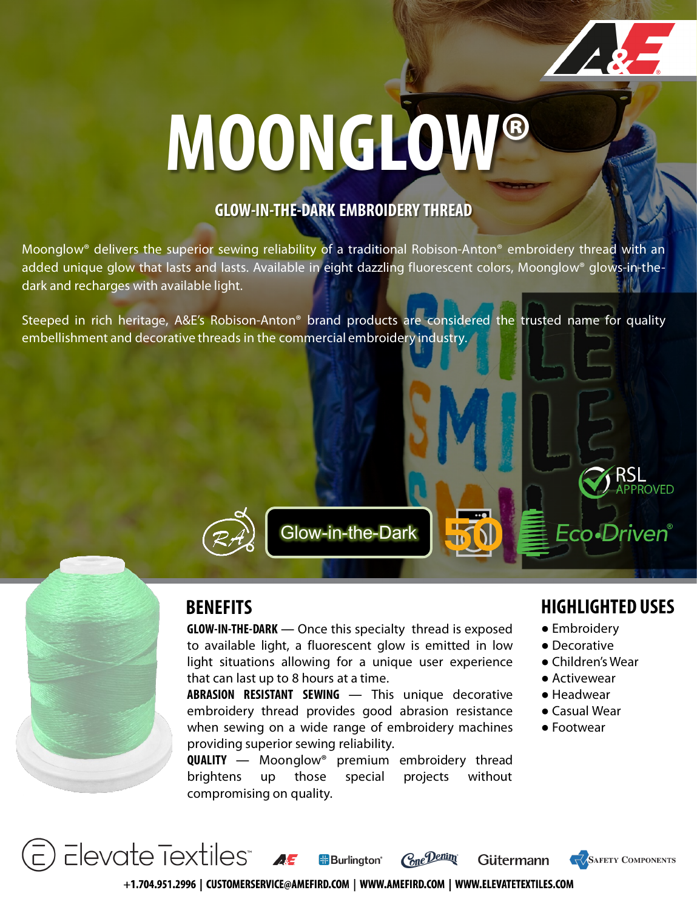# MOONGLOW®

## GLOW-IN-THE-DARK EMBROIDERY THREAD

Moonglow® delivers the superior sewing reliability of a traditional Robison-Anton® embroidery thread with an added unique glow that lasts and lasts. Available in eight dazzling fluorescent colors, Moonglow® glows-in-the-dark and recharges with available light.

Steeped in rich heritage, A&E's Robison-Anton® brand products are considered the trusted name for quality embellishment and decorative threads in the commercial embroidery industry.

RSL APPROVED

Glow-in-the-Dark

Eco•Driven®

## BENEFITS

**GLOW-IN-THE-DARK** — Once this specialty thread is exposed to available light, a fluorescent glow is emitted in low light situations allowing for a unique user experience that can last up to 8 hours at a time.

**ABRASION RESISTANT SEWING** — This unique decorative embroidery thread provides good abrasion resistance when sewing on a wide range of embroidery machines providing superior sewing reliability.

**QUALITY** — Moonglow® premium embroidery thread brightens up those special projects without compromising on quality.

## HIGHLIGHTED USES

- Embroidery
- Decorative
- Children's Wear
- Activewear
- Headwear
- Casual Wear
- Footwear

Elevate Textiles | A&E | Burlington | Cone Denim | Gütermann | Safety Components

+1.704.951.2996 | CUSTOMERSERVICE@AMEFIRD.COM | WWW.AMEFIRD.COM | WWW.ELEVATETEXTILES.COM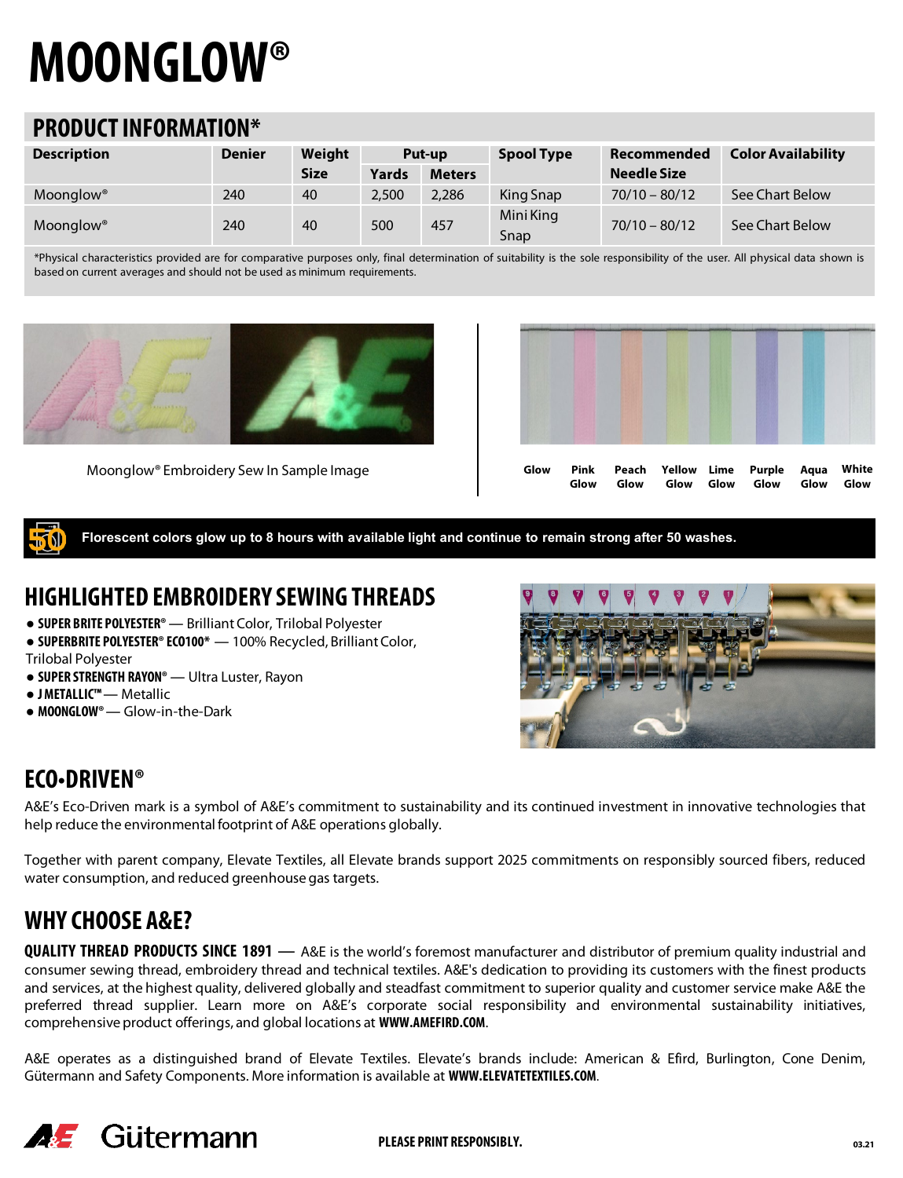# MOONGLOW®

## PRODUCT INFORMATION*

| Description | Denier | Weight Size | Put-up | | Spool Type | Recommended Needle Size | Color Availability |
|---|---|---|---|---|---|---|---|
| | | | Yards | Meters | | | |
| Moonglow® | 240 | 40 | 2,500 | 2,286 | King Snap | 70/10 – 80/12 | See Chart Below |
| Moonglow® | 240 | 40 | 500 | 457 | Mini King Snap | 70/10 – 80/12 | See Chart Below |

*Physical characteristics provided are for comparative purposes only, final determination of suitability is the sole responsibility of the user. All physical data shown is based on current averages and should not be used as minimum requirements.

Moonglow® Embroidery Sew In Sample Image

Glow
Pink Glow
Peach Glow
Yellow Glow
Lime Glow
Purple Glow
Aqua Glow
White Glow

50 Florescent colors glow up to 8 hours with available light and continue to remain strong after 50 washes.

## HIGHLIGHTED EMBROIDERY SEWING THREADS

- **SUPER BRITE POLYESTER®** — Brilliant Color, Trilobal Polyester
- **SUPERBRITE POLYESTER® ECO100*** — 100% Recycled, Brilliant Color, Trilobal Polyester
- **SUPER STRENGTH RAYON®** — Ultra Luster, Rayon
- **J METALLIC™** — Metallic
- **MOONGLOW®** — Glow-in-the-Dark

## ECO•DRIVEN®

A&E's Eco-Driven mark is a symbol of A&E's commitment to sustainability and its continued investment in innovative technologies that help reduce the environmental footprint of A&E operations globally.

Together with parent company, Elevate Textiles, all Elevate brands support 2025 commitments on responsibly sourced fibers, reduced water consumption, and reduced greenhouse gas targets.

## WHY CHOOSE A&E?

**QUALITY THREAD PRODUCTS SINCE 1891** — A&E is the world's foremost manufacturer and distributor of premium quality industrial and consumer sewing thread, embroidery thread and technical textiles. A&E's dedication to providing its customers with the finest products and services, at the highest quality, delivered globally and steadfast commitment to superior quality and customer service make A&E the preferred thread supplier. Learn more on A&E's corporate social responsibility and environmental sustainability initiatives, comprehensive product offerings, and global locations at **WWW.AMEFIRD.COM**.

A&E operates as a distinguished brand of Elevate Textiles. Elevate's brands include: American & Efird, Burlington, Cone Denim, Gütermann and Safety Components. More information is available at **WWW.ELEVATETEXTILES.COM**.

A&E Gütermann

**PLEASE PRINT RESPONSIBLY.**

03.21